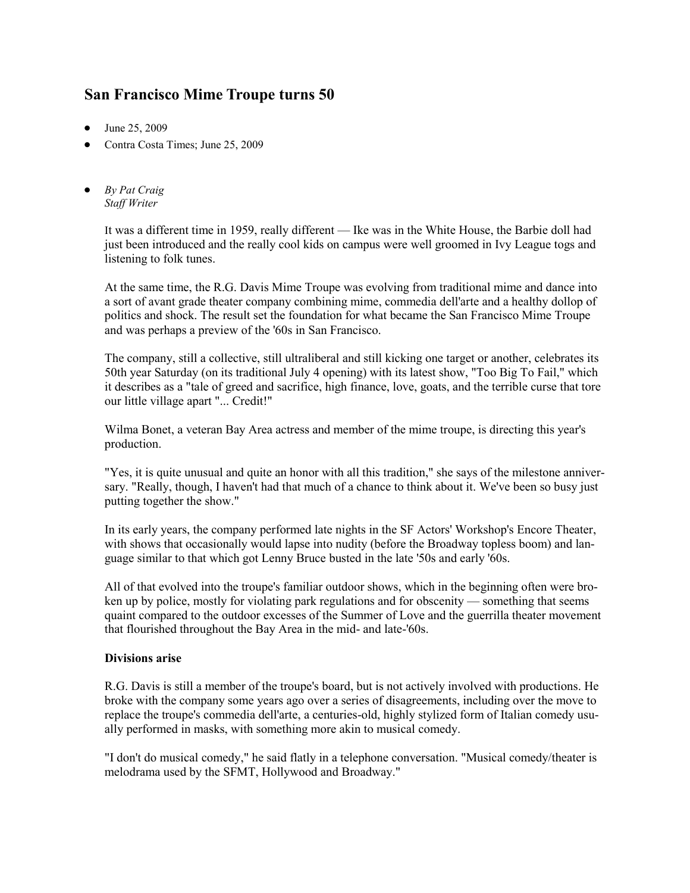# San Francisco Mime Troupe turns 50

- June 25, 2009
- Contra Costa Times; June 25, 2009

- *By Pat Craig*
  *Staff Writer*

It was a different time in 1959, really different — Ike was in the White House, the Barbie doll had just been introduced and the really cool kids on campus were well groomed in Ivy League togs and listening to folk tunes.

At the same time, the R.G. Davis Mime Troupe was evolving from traditional mime and dance into a sort of avant grade theater company combining mime, commedia dell'arte and a healthy dollop of politics and shock. The result set the foundation for what became the San Francisco Mime Troupe and was perhaps a preview of the '60s in San Francisco.

The company, still a collective, still ultraliberal and still kicking one target or another, celebrates its 50th year Saturday (on its traditional July 4 opening) with its latest show, "Too Big To Fail," which it describes as a "tale of greed and sacrifice, high finance, love, goats, and the terrible curse that tore our little village apart "... Credit!"

Wilma Bonet, a veteran Bay Area actress and member of the mime troupe, is directing this year's production.

"Yes, it is quite unusual and quite an honor with all this tradition," she says of the milestone anniversary. "Really, though, I haven't had that much of a chance to think about it. We've been so busy just putting together the show."

In its early years, the company performed late nights in the SF Actors' Workshop's Encore Theater, with shows that occasionally would lapse into nudity (before the Broadway topless boom) and language similar to that which got Lenny Bruce busted in the late '50s and early '60s.

All of that evolved into the troupe's familiar outdoor shows, which in the beginning often were broken up by police, mostly for violating park regulations and for obscenity — something that seems quaint compared to the outdoor excesses of the Summer of Love and the guerrilla theater movement that flourished throughout the Bay Area in the mid- and late-'60s.

**Divisions arise**

R.G. Davis is still a member of the troupe's board, but is not actively involved with productions. He broke with the company some years ago over a series of disagreements, including over the move to replace the troupe's commedia dell'arte, a centuries-old, highly stylized form of Italian comedy usually performed in masks, with something more akin to musical comedy.

"I don't do musical comedy," he said flatly in a telephone conversation. "Musical comedy/theater is melodrama used by the SFMT, Hollywood and Broadway."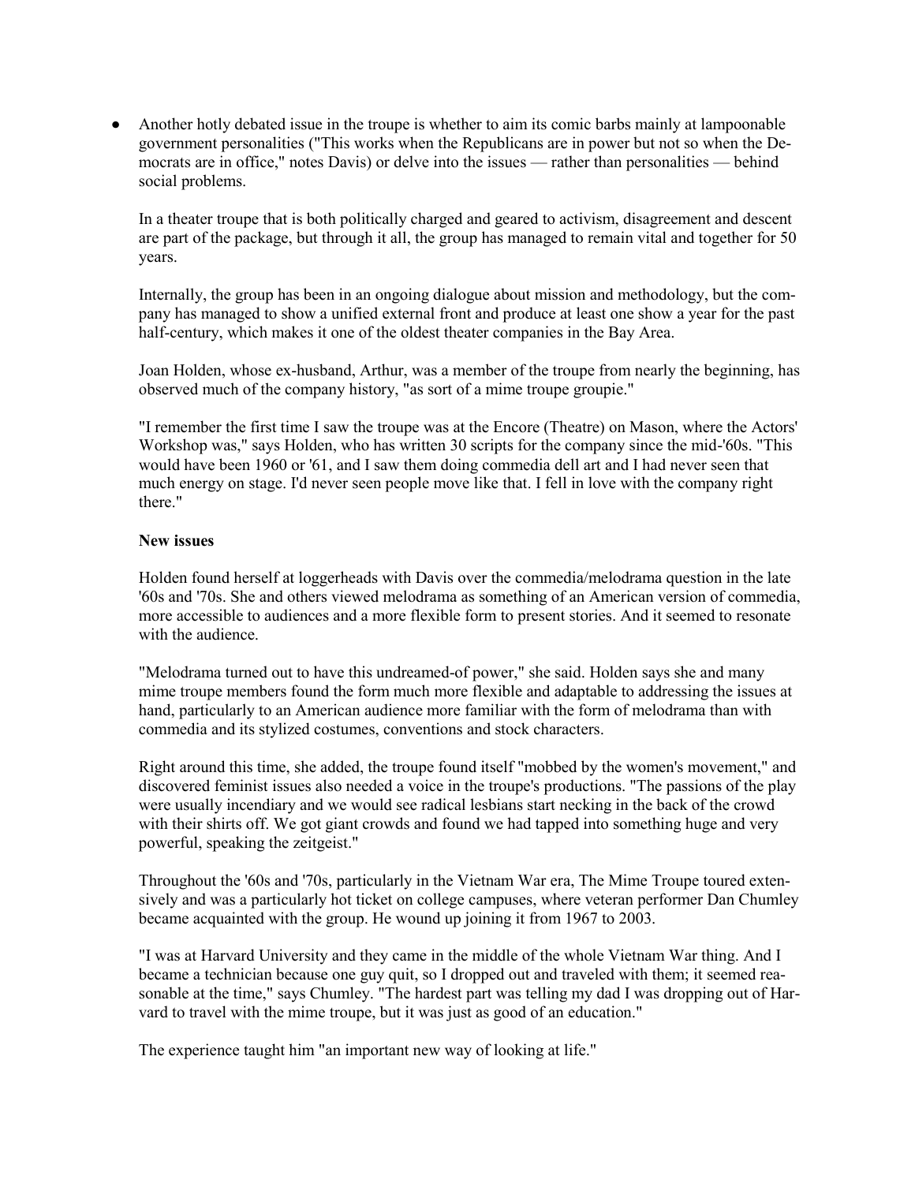- Another hotly debated issue in the troupe is whether to aim its comic barbs mainly at lampoonable government personalities ("This works when the Republicans are in power but not so when the Democrats are in office," notes Davis) or delve into the issues — rather than personalities — behind social problems.

  In a theater troupe that is both politically charged and geared to activism, disagreement and descent are part of the package, but through it all, the group has managed to remain vital and together for 50 years.

  Internally, the group has been in an ongoing dialogue about mission and methodology, but the company has managed to show a unified external front and produce at least one show a year for the past half-century, which makes it one of the oldest theater companies in the Bay Area.

  Joan Holden, whose ex-husband, Arthur, was a member of the troupe from nearly the beginning, has observed much of the company history, "as sort of a mime troupe groupie."

  "I remember the first time I saw the troupe was at the Encore (Theatre) on Mason, where the Actors' Workshop was," says Holden, who has written 30 scripts for the company since the mid-'60s. "This would have been 1960 or '61, and I saw them doing commedia dell art and I had never seen that much energy on stage. I'd never seen people move like that. I fell in love with the company right there."

  **New issues**

  Holden found herself at loggerheads with Davis over the commedia/melodrama question in the late '60s and '70s. She and others viewed melodrama as something of an American version of commedia, more accessible to audiences and a more flexible form to present stories. And it seemed to resonate with the audience.

  "Melodrama turned out to have this undreamed-of power," she said. Holden says she and many mime troupe members found the form much more flexible and adaptable to addressing the issues at hand, particularly to an American audience more familiar with the form of melodrama than with commedia and its stylized costumes, conventions and stock characters.

  Right around this time, she added, the troupe found itself "mobbed by the women's movement," and discovered feminist issues also needed a voice in the troupe's productions. "The passions of the play were usually incendiary and we would see radical lesbians start necking in the back of the crowd with their shirts off. We got giant crowds and found we had tapped into something huge and very powerful, speaking the zeitgeist."

  Throughout the '60s and '70s, particularly in the Vietnam War era, The Mime Troupe toured extensively and was a particularly hot ticket on college campuses, where veteran performer Dan Chumley became acquainted with the group. He wound up joining it from 1967 to 2003.

  "I was at Harvard University and they came in the middle of the whole Vietnam War thing. And I became a technician because one guy quit, so I dropped out and traveled with them; it seemed reasonable at the time," says Chumley. "The hardest part was telling my dad I was dropping out of Harvard to travel with the mime troupe, but it was just as good of an education."

  The experience taught him "an important new way of looking at life."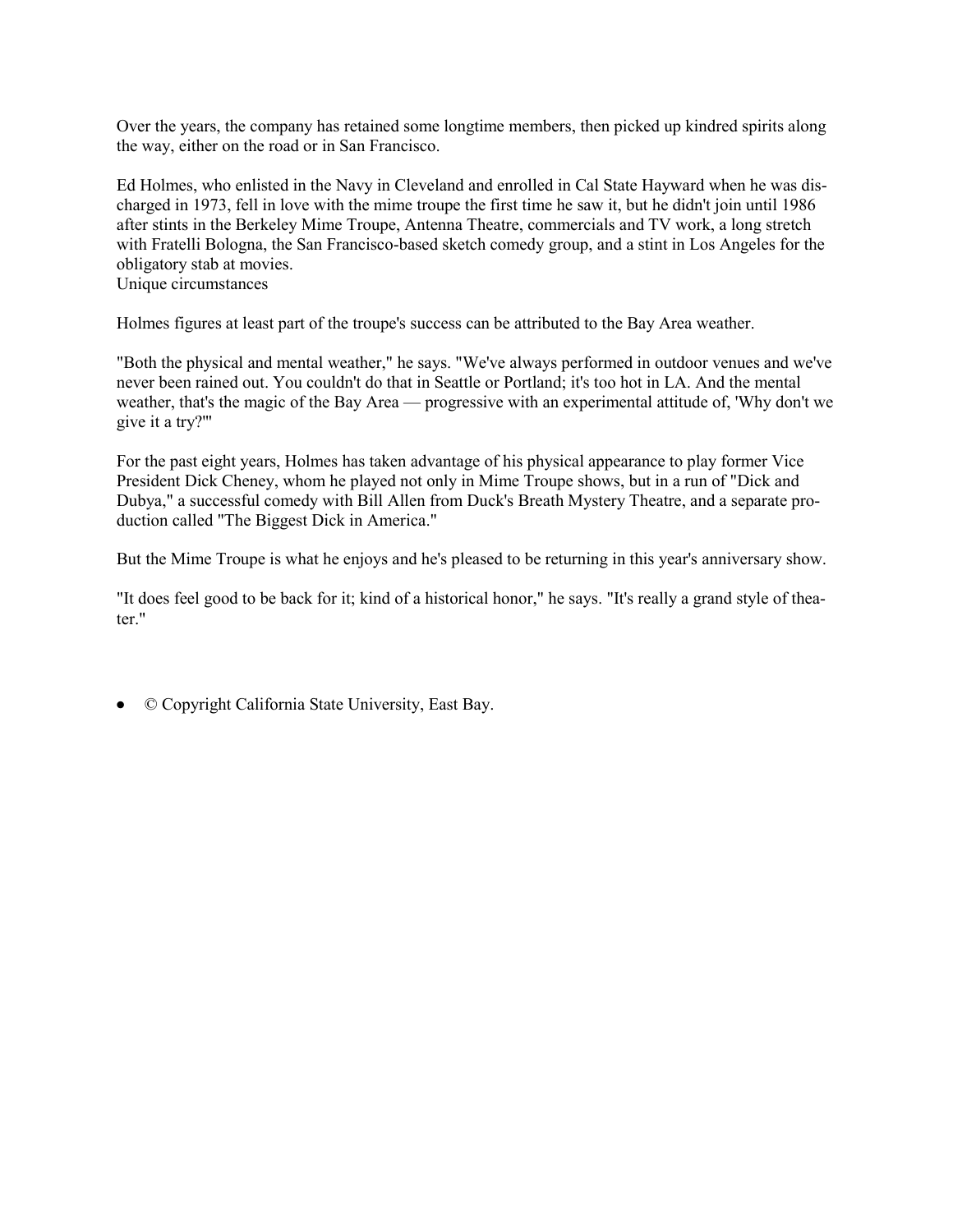Over the years, the company has retained some longtime members, then picked up kindred spirits along the way, either on the road or in San Francisco.

Ed Holmes, who enlisted in the Navy in Cleveland and enrolled in Cal State Hayward when he was discharged in 1973, fell in love with the mime troupe the first time he saw it, but he didn't join until 1986 after stints in the Berkeley Mime Troupe, Antenna Theatre, commercials and TV work, a long stretch with Fratelli Bologna, the San Francisco-based sketch comedy group, and a stint in Los Angeles for the obligatory stab at movies.

## Unique circumstances

Holmes figures at least part of the troupe's success can be attributed to the Bay Area weather.

"Both the physical and mental weather," he says. "We've always performed in outdoor venues and we've never been rained out. You couldn't do that in Seattle or Portland; it's too hot in LA. And the mental weather, that's the magic of the Bay Area — progressive with an experimental attitude of, 'Why don't we give it a try?'"

For the past eight years, Holmes has taken advantage of his physical appearance to play former Vice President Dick Cheney, whom he played not only in Mime Troupe shows, but in a run of "Dick and Dubya," a successful comedy with Bill Allen from Duck's Breath Mystery Theatre, and a separate production called "The Biggest Dick in America."

But the Mime Troupe is what he enjoys and he's pleased to be returning in this year's anniversary show.

"It does feel good to be back for it; kind of a historical honor," he says. "It's really a grand style of theater."

- © Copyright California State University, East Bay.